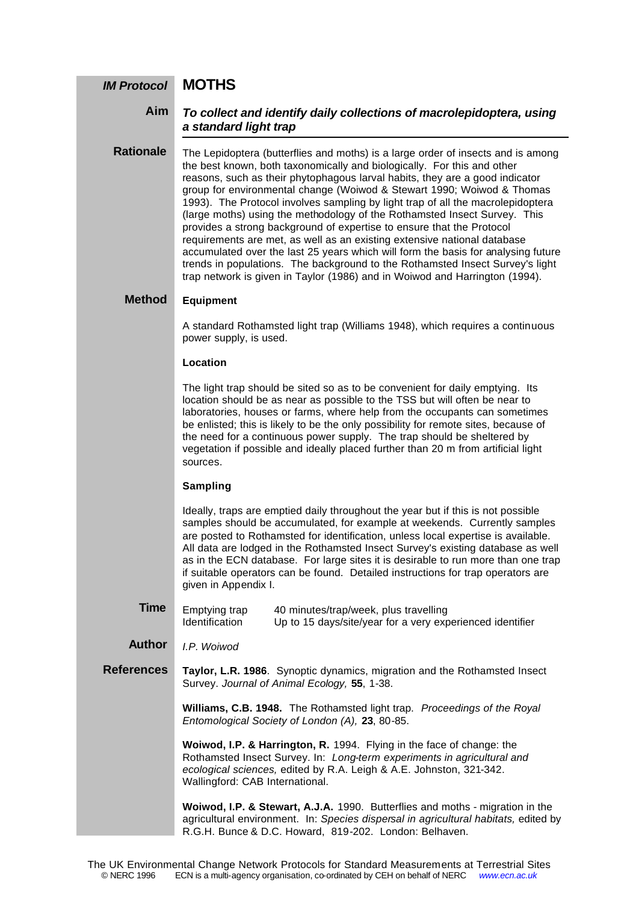# MOTHS

*IM Protocol*

## Aim

***To collect and identify daily collections of macrolepidoptera, using a standard light trap***

## Rationale

The Lepidoptera (butterflies and moths) is a large order of insects and is among the best known, both taxonomically and biologically. For this and other reasons, such as their phytophagous larval habits, they are a good indicator group for environmental change (Woiwod & Stewart 1990; Woiwod & Thomas 1993). The Protocol involves sampling by light trap of all the macrolepidoptera (large moths) using the methodology of the Rothamsted Insect Survey. This provides a strong background of expertise to ensure that the Protocol requirements are met, as well as an existing extensive national database accumulated over the last 25 years which will form the basis for analysing future trends in populations. The background to the Rothamsted Insect Survey's light trap network is given in Taylor (1986) and in Woiwod and Harrington (1994).

## Method

### Equipment

A standard Rothamsted light trap (Williams 1948), which requires a continuous power supply, is used.

### Location

The light trap should be sited so as to be convenient for daily emptying. Its location should be as near as possible to the TSS but will often be near to laboratories, houses or farms, where help from the occupants can sometimes be enlisted; this is likely to be the only possibility for remote sites, because of the need for a continuous power supply. The trap should be sheltered by vegetation if possible and ideally placed further than 20 m from artificial light sources.

### Sampling

Ideally, traps are emptied daily throughout the year but if this is not possible samples should be accumulated, for example at weekends. Currently samples are posted to Rothamsted for identification, unless local expertise is available. All data are lodged in the Rothamsted Insect Survey's existing database as well as in the ECN database. For large sites it is desirable to run more than one trap if suitable operators can be found. Detailed instructions for trap operators are given in Appendix I.

## Time

| | |
|---|---|
| Emptying trap | 40 minutes/trap/week, plus travelling |
| Identification | Up to 15 days/site/year for a very experienced identifier |

## Author

*I.P. Woiwod*

## References

**Taylor, L.R. 1986**. Synoptic dynamics, migration and the Rothamsted Insect Survey. *Journal of Animal Ecology,* **55**, 1-38.

**Williams, C.B. 1948.** The Rothamsted light trap. *Proceedings of the Royal Entomological Society of London (A),* **23**, 80-85.

**Woiwod, I.P. & Harrington, R.** 1994. Flying in the face of change: the Rothamsted Insect Survey. In: *Long-term experiments in agricultural and ecological sciences,* edited by R.A. Leigh & A.E. Johnston, 321-342. Wallingford: CAB International.

**Woiwod, I.P. & Stewart, A.J.A.** 1990. Butterflies and moths - migration in the agricultural environment. In: *Species dispersal in agricultural habitats,* edited by R.G.H. Bunce & D.C. Howard, 819-202. London: Belhaven.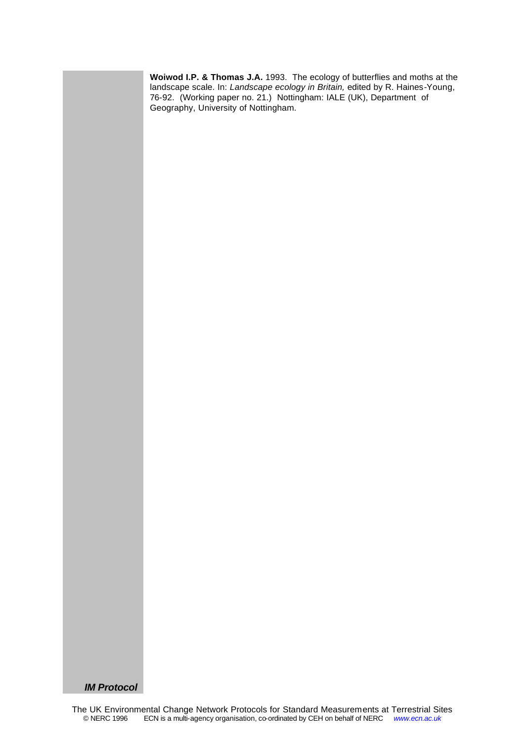**Woiwod I.P. & Thomas J.A.** 1993. The ecology of butterflies and moths at the landscape scale. In: *Landscape ecology in Britain,* edited by R. Haines-Young, 76-92. (Working paper no. 21.) Nottingham: IALE (UK), Department of Geography, University of Nottingham.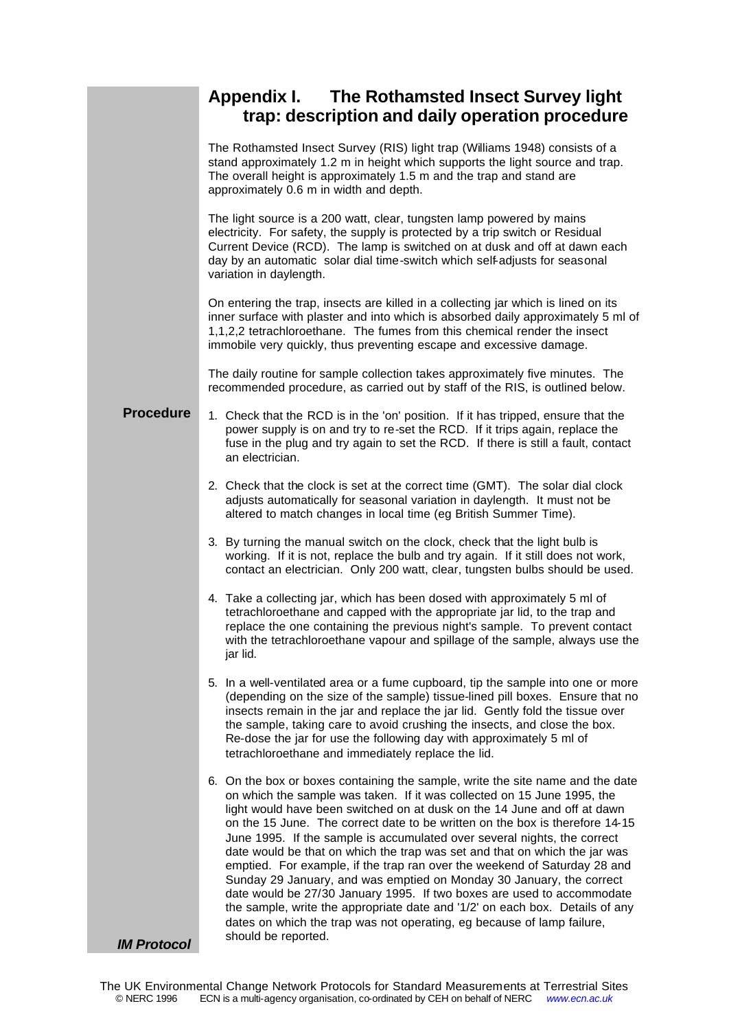# Appendix I. The Rothamsted Insect Survey light trap: description and daily operation procedure

The Rothamsted Insect Survey (RIS) light trap (Williams 1948) consists of a stand approximately 1.2 m in height which supports the light source and trap. The overall height is approximately 1.5 m and the trap and stand are approximately 0.6 m in width and depth.

The light source is a 200 watt, clear, tungsten lamp powered by mains electricity. For safety, the supply is protected by a trip switch or Residual Current Device (RCD). The lamp is switched on at dusk and off at dawn each day by an automatic solar dial time-switch which self-adjusts for seasonal variation in daylength.

On entering the trap, insects are killed in a collecting jar which is lined on its inner surface with plaster and into which is absorbed daily approximately 5 ml of 1,1,2,2 tetrachloroethane. The fumes from this chemical render the insect immobile very quickly, thus preventing escape and excessive damage.

The daily routine for sample collection takes approximately five minutes. The recommended procedure, as carried out by staff of the RIS, is outlined below.

## Procedure

1. Check that the RCD is in the 'on' position. If it has tripped, ensure that the power supply is on and try to re-set the RCD. If it trips again, replace the fuse in the plug and try again to set the RCD. If there is still a fault, contact an electrician.

2. Check that the clock is set at the correct time (GMT). The solar dial clock adjusts automatically for seasonal variation in daylength. It must not be altered to match changes in local time (eg British Summer Time).

3. By turning the manual switch on the clock, check that the light bulb is working. If it is not, replace the bulb and try again. If it still does not work, contact an electrician. Only 200 watt, clear, tungsten bulbs should be used.

4. Take a collecting jar, which has been dosed with approximately 5 ml of tetrachloroethane and capped with the appropriate jar lid, to the trap and replace the one containing the previous night's sample. To prevent contact with the tetrachloroethane vapour and spillage of the sample, always use the jar lid.

5. In a well-ventilated area or a fume cupboard, tip the sample into one or more (depending on the size of the sample) tissue-lined pill boxes. Ensure that no insects remain in the jar and replace the jar lid. Gently fold the tissue over the sample, taking care to avoid crushing the insects, and close the box. Re-dose the jar for use the following day with approximately 5 ml of tetrachloroethane and immediately replace the lid.

6. On the box or boxes containing the sample, write the site name and the date on which the sample was taken. If it was collected on 15 June 1995, the light would have been switched on at dusk on the 14 June and off at dawn on the 15 June. The correct date to be written on the box is therefore 14-15 June 1995. If the sample is accumulated over several nights, the correct date would be that on which the trap was set and that on which the jar was emptied. For example, if the trap ran over the weekend of Saturday 28 and Sunday 29 January, and was emptied on Monday 30 January, the correct date would be 27/30 January 1995. If two boxes are used to accommodate the sample, write the appropriate date and '1/2' on each box. Details of any dates on which the trap was not operating, eg because of lamp failure, should be reported.

*IM Protocol*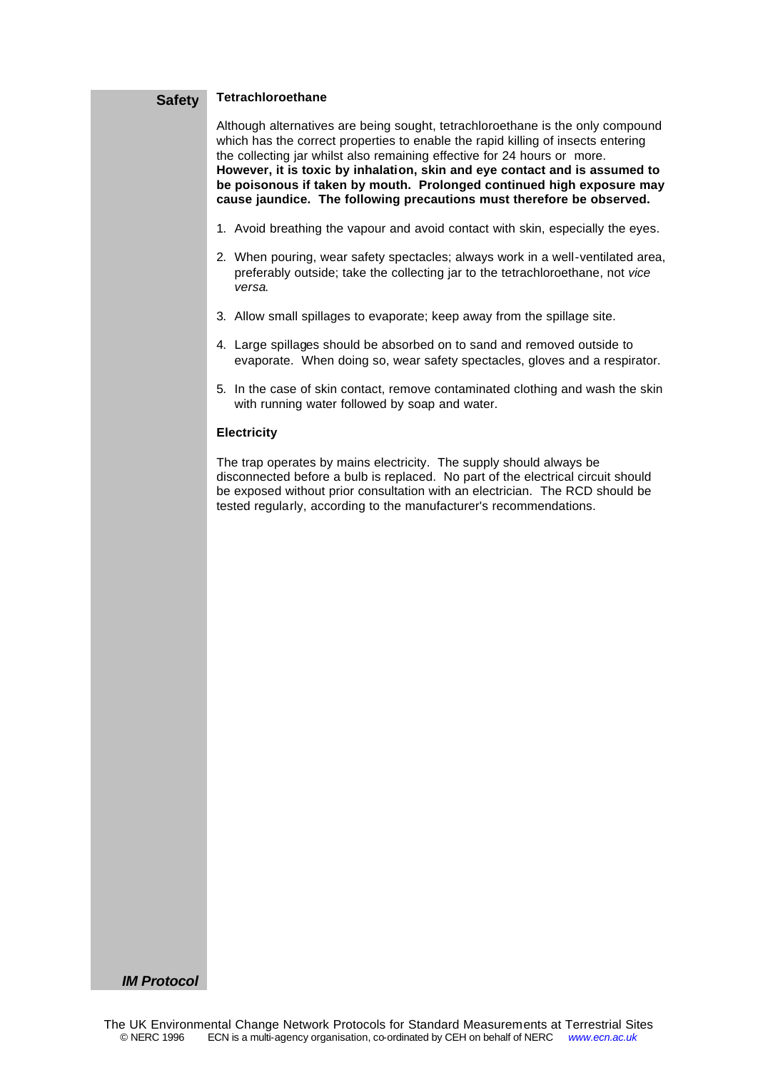## Safety

### Tetrachloroethane

Although alternatives are being sought, tetrachloroethane is the only compound which has the correct properties to enable the rapid killing of insects entering the collecting jar whilst also remaining effective for 24 hours or more. **However, it is toxic by inhalation, skin and eye contact and is assumed to be poisonous if taken by mouth. Prolonged continued high exposure may cause jaundice. The following precautions must therefore be observed.**

1. Avoid breathing the vapour and avoid contact with skin, especially the eyes.
2. When pouring, wear safety spectacles; always work in a well-ventilated area, preferably outside; take the collecting jar to the tetrachloroethane, not *vice versa*.
3. Allow small spillages to evaporate; keep away from the spillage site.
4. Large spillages should be absorbed on to sand and removed outside to evaporate. When doing so, wear safety spectacles, gloves and a respirator.
5. In the case of skin contact, remove contaminated clothing and wash the skin with running water followed by soap and water.

### Electricity

The trap operates by mains electricity. The supply should always be disconnected before a bulb is replaced. No part of the electrical circuit should be exposed without prior consultation with an electrician. The RCD should be tested regularly, according to the manufacturer's recommendations.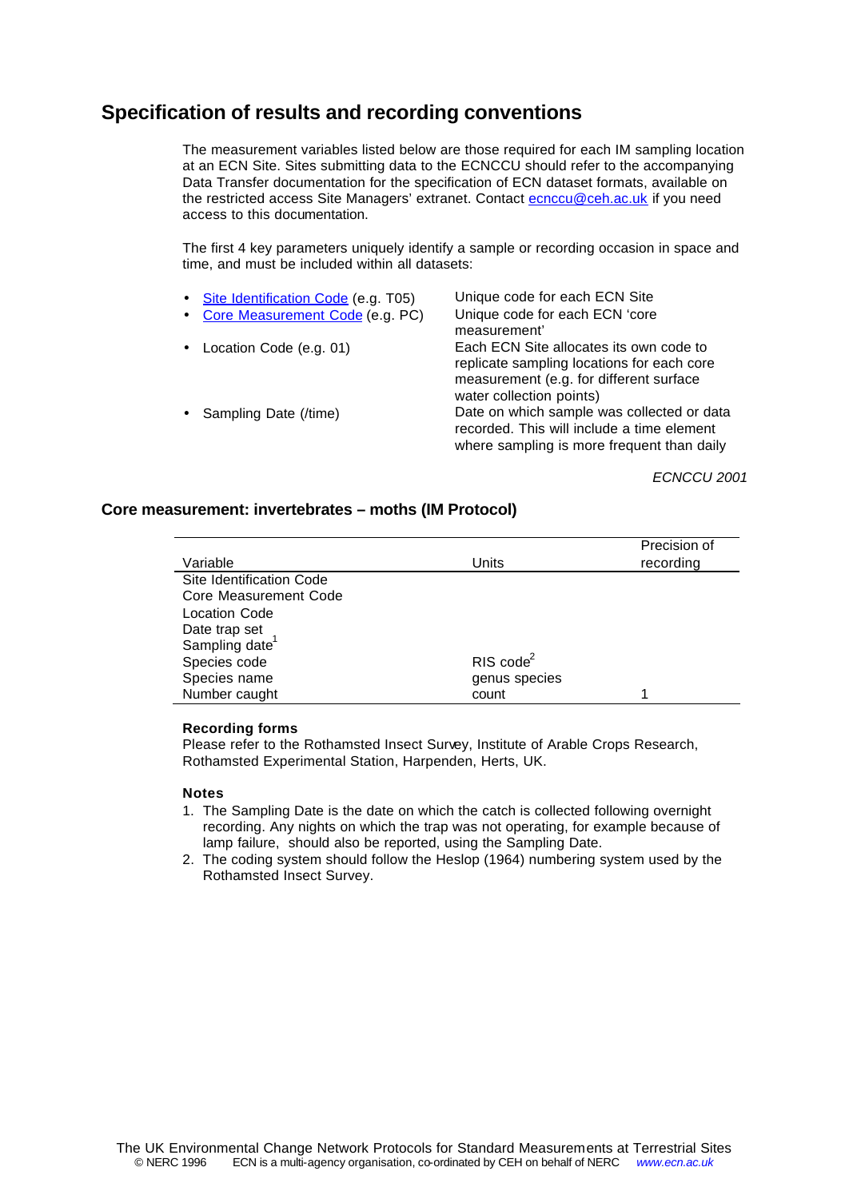## Specification of results and recording conventions

The measurement variables listed below are those required for each IM sampling location at an ECN Site. Sites submitting data to the ECNCCU should refer to the accompanying Data Transfer documentation for the specification of ECN dataset formats, available on the restricted access Site Managers' extranet. Contact ecnccu@ceh.ac.uk if you need access to this documentation.

The first 4 key parameters uniquely identify a sample or recording occasion in space and time, and must be included within all datasets:

| | |
|---|---|
| • Site Identification Code (e.g. T05) | Unique code for each ECN Site |
| • Core Measurement Code (e.g. PC) | Unique code for each ECN 'core measurement' |
| • Location Code (e.g. 01) | Each ECN Site allocates its own code to replicate sampling locations for each core measurement (e.g. for different surface water collection points) |
| • Sampling Date (/time) | Date on which sample was collected or data recorded. This will include a time element where sampling is more frequent than daily |

*ECNCCU 2001*

### Core measurement: invertebrates – moths (IM Protocol)

| Variable | Units | Precision of recording |
|---|---|---|
| Site Identification Code | | |
| Core Measurement Code | | |
| Location Code | | |
| Date trap set | | |
| Sampling date[1] | | |
| Species code | RIS code[2] | |
| Species name | genus species | |
| Number caught | count | 1 |

**Recording forms**

Please refer to the Rothamsted Insect Survey, Institute of Arable Crops Research, Rothamsted Experimental Station, Harpenden, Herts, UK.

**Notes**

1. The Sampling Date is the date on which the catch is collected following overnight recording. Any nights on which the trap was not operating, for example because of lamp failure, should also be reported, using the Sampling Date.
2. The coding system should follow the Heslop (1964) numbering system used by the Rothamsted Insect Survey.